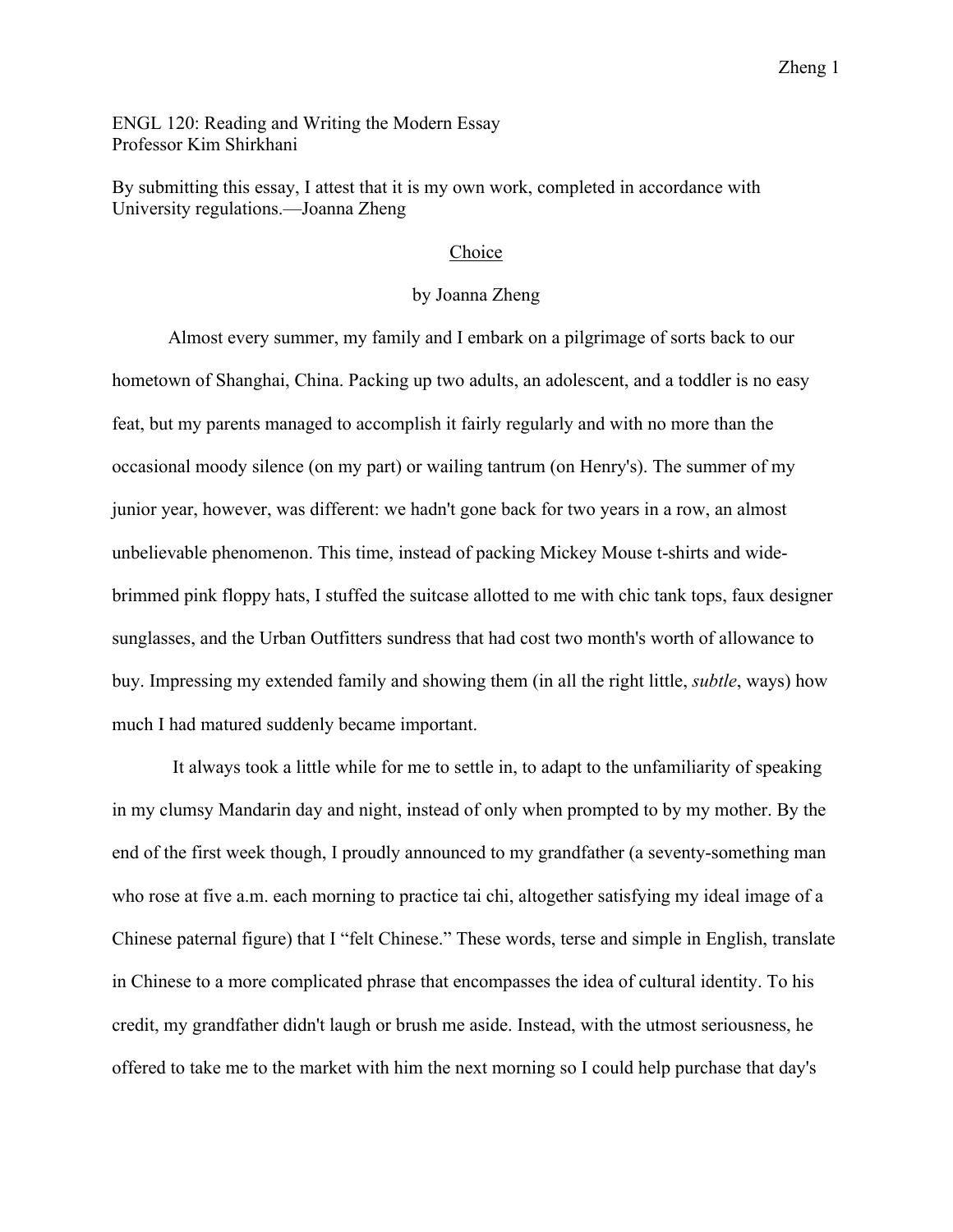ENGL 120: Reading and Writing the Modern Essay
Professor Kim Shirkhani

By submitting this essay, I attest that it is my own work, completed in accordance with University regulations.—Joanna Zheng

# Choice

by Joanna Zheng

Almost every summer, my family and I embark on a pilgrimage of sorts back to our hometown of Shanghai, China. Packing up two adults, an adolescent, and a toddler is no easy feat, but my parents managed to accomplish it fairly regularly and with no more than the occasional moody silence (on my part) or wailing tantrum (on Henry's). The summer of my junior year, however, was different: we hadn't gone back for two years in a row, an almost unbelievable phenomenon. This time, instead of packing Mickey Mouse t-shirts and wide-brimmed pink floppy hats, I stuffed the suitcase allotted to me with chic tank tops, faux designer sunglasses, and the Urban Outfitters sundress that had cost two month's worth of allowance to buy. Impressing my extended family and showing them (in all the right little, *subtle*, ways) how much I had matured suddenly became important.

It always took a little while for me to settle in, to adapt to the unfamiliarity of speaking in my clumsy Mandarin day and night, instead of only when prompted to by my mother. By the end of the first week though, I proudly announced to my grandfather (a seventy-something man who rose at five a.m. each morning to practice tai chi, altogether satisfying my ideal image of a Chinese paternal figure) that I "felt Chinese." These words, terse and simple in English, translate in Chinese to a more complicated phrase that encompasses the idea of cultural identity. To his credit, my grandfather didn't laugh or brush me aside. Instead, with the utmost seriousness, he offered to take me to the market with him the next morning so I could help purchase that day's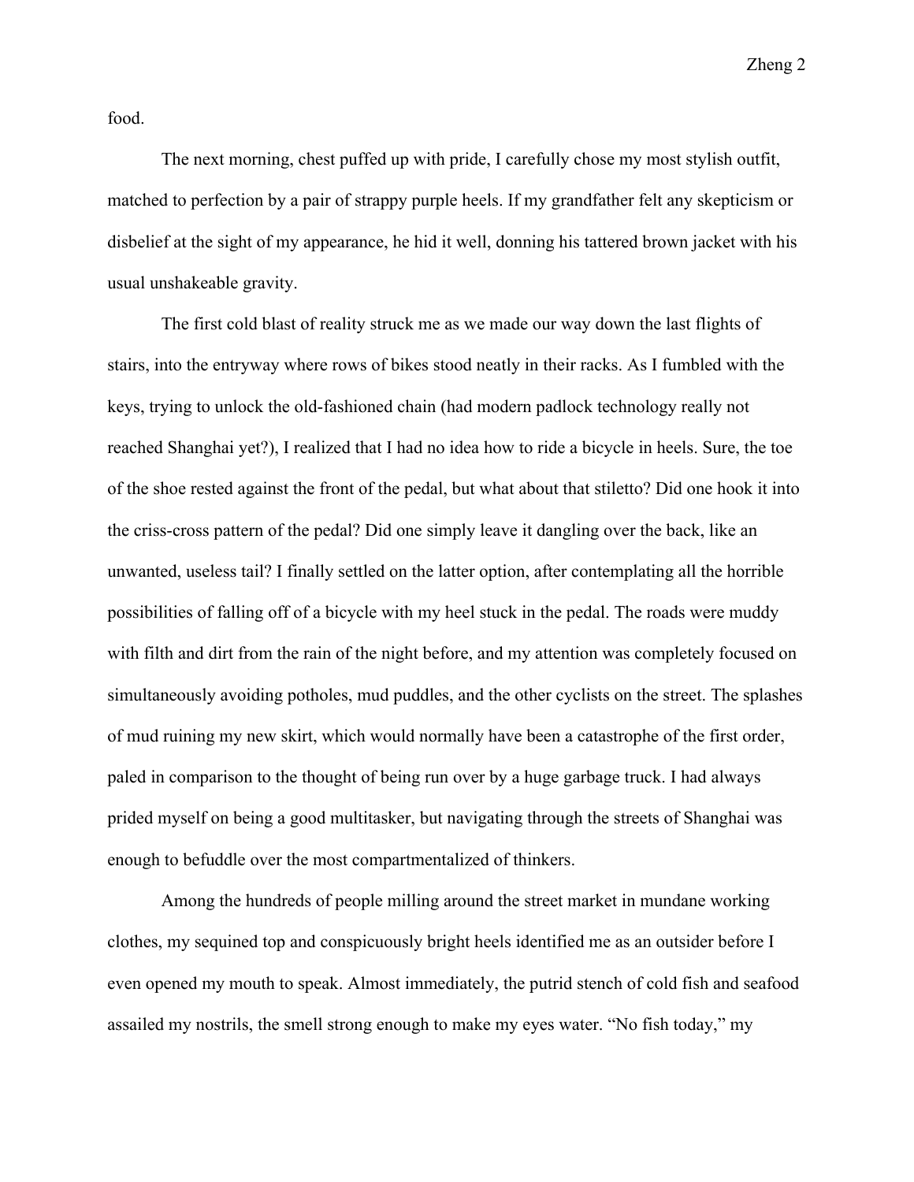food.

The next morning, chest puffed up with pride, I carefully chose my most stylish outfit, matched to perfection by a pair of strappy purple heels. If my grandfather felt any skepticism or disbelief at the sight of my appearance, he hid it well, donning his tattered brown jacket with his usual unshakeable gravity.

The first cold blast of reality struck me as we made our way down the last flights of stairs, into the entryway where rows of bikes stood neatly in their racks. As I fumbled with the keys, trying to unlock the old-fashioned chain (had modern padlock technology really not reached Shanghai yet?), I realized that I had no idea how to ride a bicycle in heels. Sure, the toe of the shoe rested against the front of the pedal, but what about that stiletto? Did one hook it into the criss-cross pattern of the pedal? Did one simply leave it dangling over the back, like an unwanted, useless tail? I finally settled on the latter option, after contemplating all the horrible possibilities of falling off of a bicycle with my heel stuck in the pedal. The roads were muddy with filth and dirt from the rain of the night before, and my attention was completely focused on simultaneously avoiding potholes, mud puddles, and the other cyclists on the street. The splashes of mud ruining my new skirt, which would normally have been a catastrophe of the first order, paled in comparison to the thought of being run over by a huge garbage truck. I had always prided myself on being a good multitasker, but navigating through the streets of Shanghai was enough to befuddle over the most compartmentalized of thinkers.

Among the hundreds of people milling around the street market in mundane working clothes, my sequined top and conspicuously bright heels identified me as an outsider before I even opened my mouth to speak. Almost immediately, the putrid stench of cold fish and seafood assailed my nostrils, the smell strong enough to make my eyes water. "No fish today," my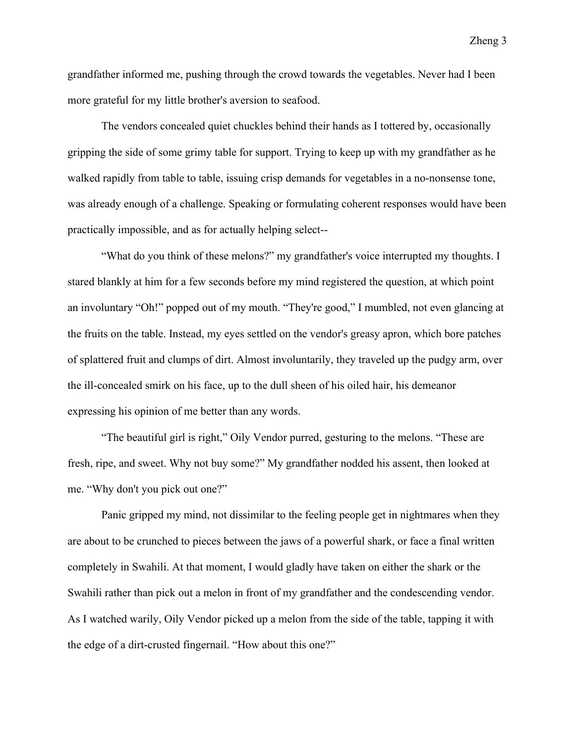grandfather informed me, pushing through the crowd towards the vegetables. Never had I been more grateful for my little brother's aversion to seafood.

The vendors concealed quiet chuckles behind their hands as I tottered by, occasionally gripping the side of some grimy table for support. Trying to keep up with my grandfather as he walked rapidly from table to table, issuing crisp demands for vegetables in a no-nonsense tone, was already enough of a challenge. Speaking or formulating coherent responses would have been practically impossible, and as for actually helping select--

"What do you think of these melons?" my grandfather's voice interrupted my thoughts. I stared blankly at him for a few seconds before my mind registered the question, at which point an involuntary "Oh!" popped out of my mouth. "They're good," I mumbled, not even glancing at the fruits on the table. Instead, my eyes settled on the vendor's greasy apron, which bore patches of splattered fruit and clumps of dirt. Almost involuntarily, they traveled up the pudgy arm, over the ill-concealed smirk on his face, up to the dull sheen of his oiled hair, his demeanor expressing his opinion of me better than any words.

"The beautiful girl is right," Oily Vendor purred, gesturing to the melons. "These are fresh, ripe, and sweet. Why not buy some?" My grandfather nodded his assent, then looked at me. "Why don't you pick out one?"

Panic gripped my mind, not dissimilar to the feeling people get in nightmares when they are about to be crunched to pieces between the jaws of a powerful shark, or face a final written completely in Swahili. At that moment, I would gladly have taken on either the shark or the Swahili rather than pick out a melon in front of my grandfather and the condescending vendor. As I watched warily, Oily Vendor picked up a melon from the side of the table, tapping it with the edge of a dirt-crusted fingernail. "How about this one?"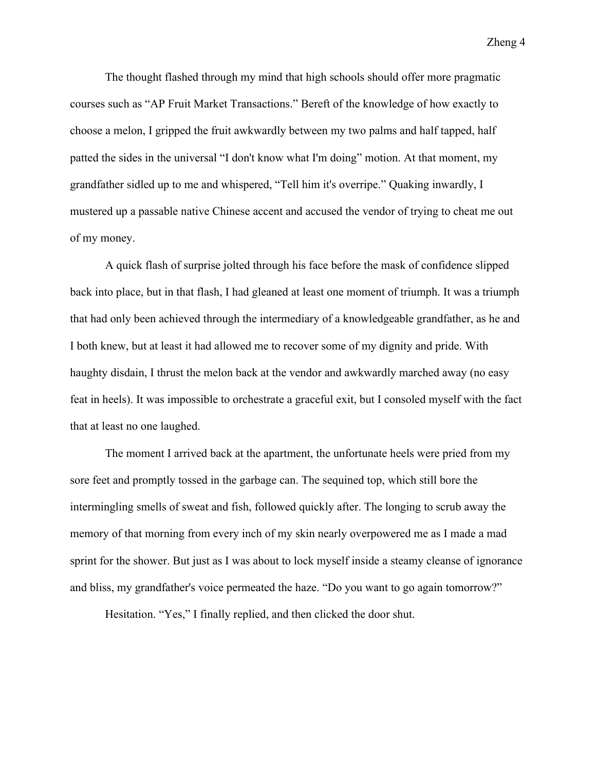The thought flashed through my mind that high schools should offer more pragmatic courses such as "AP Fruit Market Transactions." Bereft of the knowledge of how exactly to choose a melon, I gripped the fruit awkwardly between my two palms and half tapped, half patted the sides in the universal "I don't know what I'm doing" motion. At that moment, my grandfather sidled up to me and whispered, "Tell him it's overripe." Quaking inwardly, I mustered up a passable native Chinese accent and accused the vendor of trying to cheat me out of my money.

A quick flash of surprise jolted through his face before the mask of confidence slipped back into place, but in that flash, I had gleaned at least one moment of triumph. It was a triumph that had only been achieved through the intermediary of a knowledgeable grandfather, as he and I both knew, but at least it had allowed me to recover some of my dignity and pride. With haughty disdain, I thrust the melon back at the vendor and awkwardly marched away (no easy feat in heels). It was impossible to orchestrate a graceful exit, but I consoled myself with the fact that at least no one laughed.

The moment I arrived back at the apartment, the unfortunate heels were pried from my sore feet and promptly tossed in the garbage can. The sequined top, which still bore the intermingling smells of sweat and fish, followed quickly after. The longing to scrub away the memory of that morning from every inch of my skin nearly overpowered me as I made a mad sprint for the shower. But just as I was about to lock myself inside a steamy cleanse of ignorance and bliss, my grandfather's voice permeated the haze. "Do you want to go again tomorrow?"

Hesitation. "Yes," I finally replied, and then clicked the door shut.